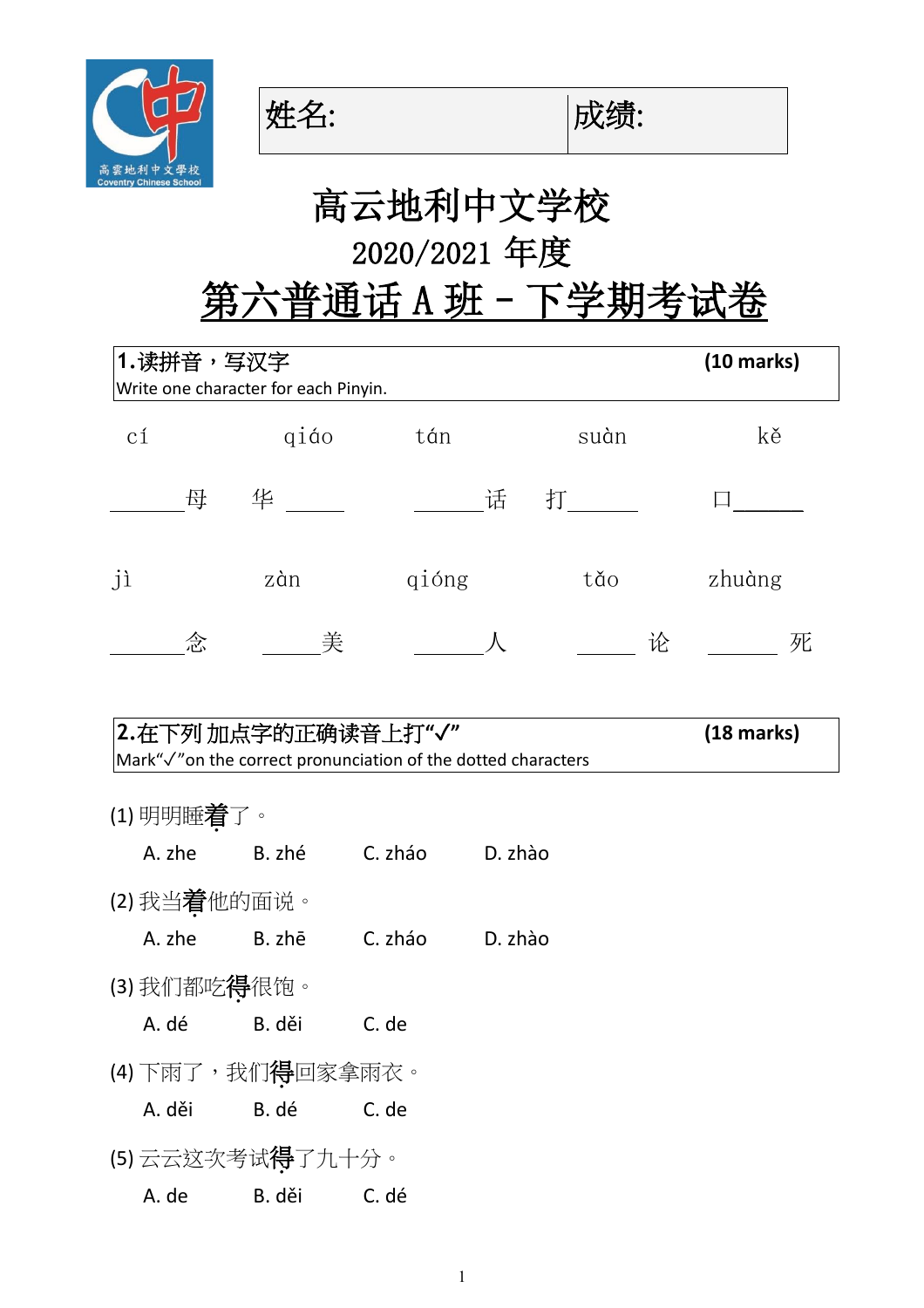| 姓名: | 成绩: |
| --- | --- |

# 高云地利中文学校

## 2020/2021 年度

## 第六普通话 A 班 - 下学期考试卷

**1.读拼音，写汉字** **(10 marks)**

Write one character for each Pinyin.

cí　　　　qiáo　　　　tán　　　　suàn　　　　kě

______母　　华______　　______话　　打______　　口______

jì　　　　zàn　　　　qióng　　　　tǎo　　　　zhuàng

______念　　______美　　______人　　______论　　______死

**2.在下列 加点字的正确读音上打"✓"** **(18 marks)**

Mark"✓"on the correct pronunciation of the dotted characters

(1) 明明睡**着**了。

A. zhe　　B. zhé　　C. zháo　　D. zhào

(2) 我当**着**他的面说。

A. zhe　　B. zhē　　C. zháo　　D. zhào

(3) 我们都吃**得**很饱。

A. dé　　B. děi　　C. de

(4) 下雨了，我们**得**回家拿雨衣。

A. děi　　B. dé　　C. de

(5) 云云这次考试**得**了九十分。

A. de　　B. děi　　C. dé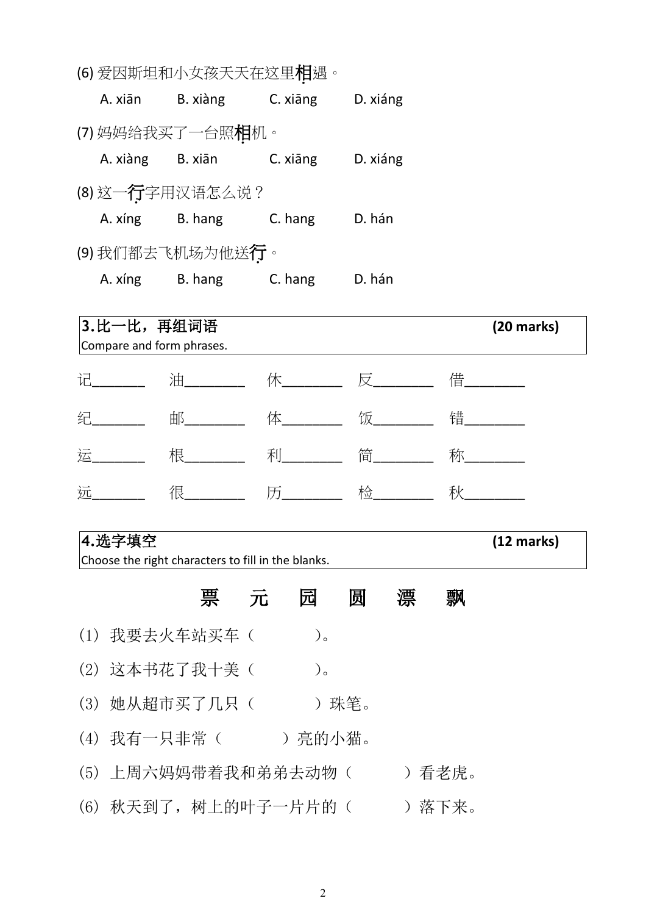(6) 爱因斯坦和小女孩天天在这里相遇。

A. xiān　B. xiàng　C. xiāng　D. xiáng

(7) 妈妈给我买了一台照相机。

A. xiàng　B. xiān　C. xiāng　D. xiáng

(8) 这一行字用汉语怎么说？

A. xíng　B. hang　C. hang　D. hán

(9) 我们都去飞机场为他送行。

A. xíng　B. hang　C. hang　D. hán

**3.比一比，再组词语** **(20 marks)**

Compare and form phrases.

记______　油______　休______　反______　借______

纪______　邮______　体______　饭______　错______

运______　根______　利______　简______　称______

远______　很______　历______　检______　秋______

**4.选字填空** **(12 marks)**

Choose the right characters to fill in the blanks.

## 票　元　园　圆　漂　飘

(1) 我要去火车站买车（　　　）。

(2) 这本书花了我十美（　　　）。

(3) 她从超市买了几只（　　　）珠笔。

(4) 我有一只非常（　　　）亮的小猫。

(5) 上周六妈妈带着我和弟弟去动物（　　　）看老虎。

(6) 秋天到了，树上的叶子一片片的（　　　）落下来。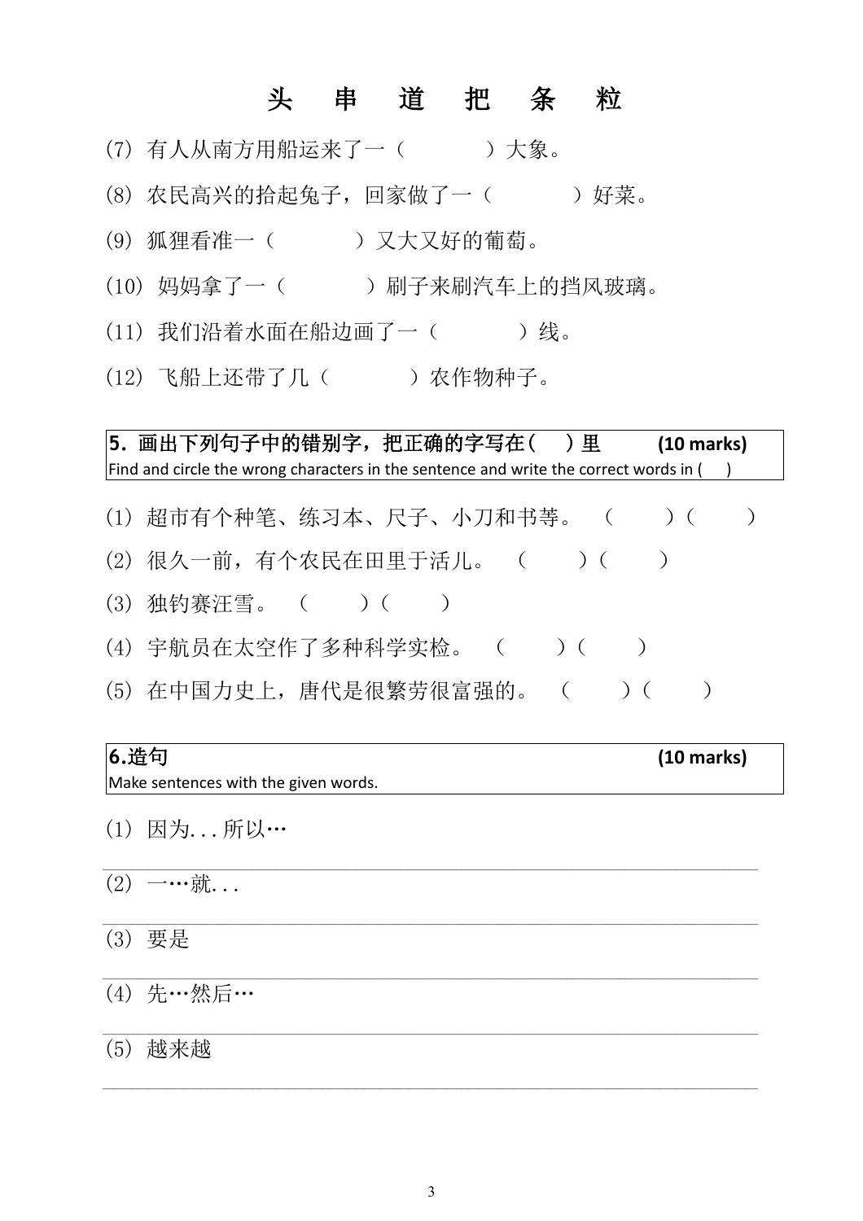# 头　串　道　把　条　粒

(7) 有人从南方用船运来了一（　　　　）大象。

(8) 农民高兴的拾起兔子，回家做了一（　　　　）好菜。

(9) 狐狸看准一（　　　　）又大又好的葡萄。

(10) 妈妈拿了一（　　　　）刷子来刷汽车上的挡风玻璃。

(11) 我们沿着水面在船边画了一（　　　　）线。

(12) 飞船上还带了几（　　　　）农作物种子。

| **5．画出下列句子中的错别字，把正确的字写在（　）里　　　(10 marks)**<br>Find and circle the wrong characters in the sentence and write the correct words in (　) |
|---|

(1) 超市有个种笔、练习本、尺子、小刀和书等。（　　　）（　　　）

(2) 很久一前，有个农民在田里于活儿。（　　　）（　　　）

(3) 独钓赛汪雪。（　　　）（　　　）

(4) 宇航员在太空作了多种科学实检。（　　　）（　　　）

(5) 在中国力史上，唐代是很繁劳很富强的。（　　　）（　　　）

| **6.造句　　　　　　　　　　　　　　　　　　　　　　(10 marks)**<br>Make sentences with the given words. |
|---|

(1) 因为...所以…

______________________________________________

(2) 一…就...

______________________________________________

(3) 要是

______________________________________________

(4) 先…然后…

______________________________________________

(5) 越来越

______________________________________________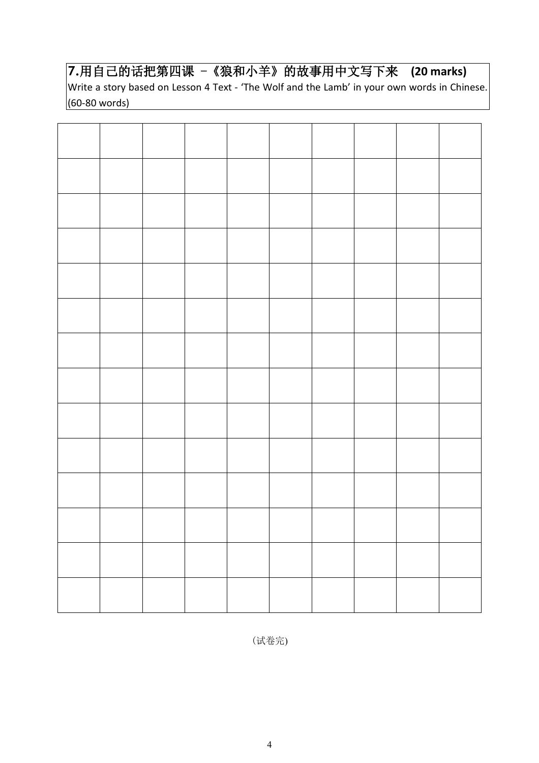**7.用自己的话把第四课 –《狼和小羊》的故事用中文写下来 (20 marks)**

Write a story based on Lesson 4 Text - 'The Wolf and the Lamb' in your own words in Chinese. (60-80 words)

| | | | | | | | | | |
|---|---|---|---|---|---|---|---|---|---|
| | | | | | | | | | |
| | | | | | | | | | |
| | | | | | | | | | |
| | | | | | | | | | |
| | | | | | | | | | |
| | | | | | | | | | |
| | | | | | | | | | |
| | | | | | | | | | |
| | | | | | | | | | |
| | | | | | | | | | |
| | | | | | | | | | |
| | | | | | | | | | |
| | | | | | | | | | |
| | | | | | | | | | |

(试卷完)